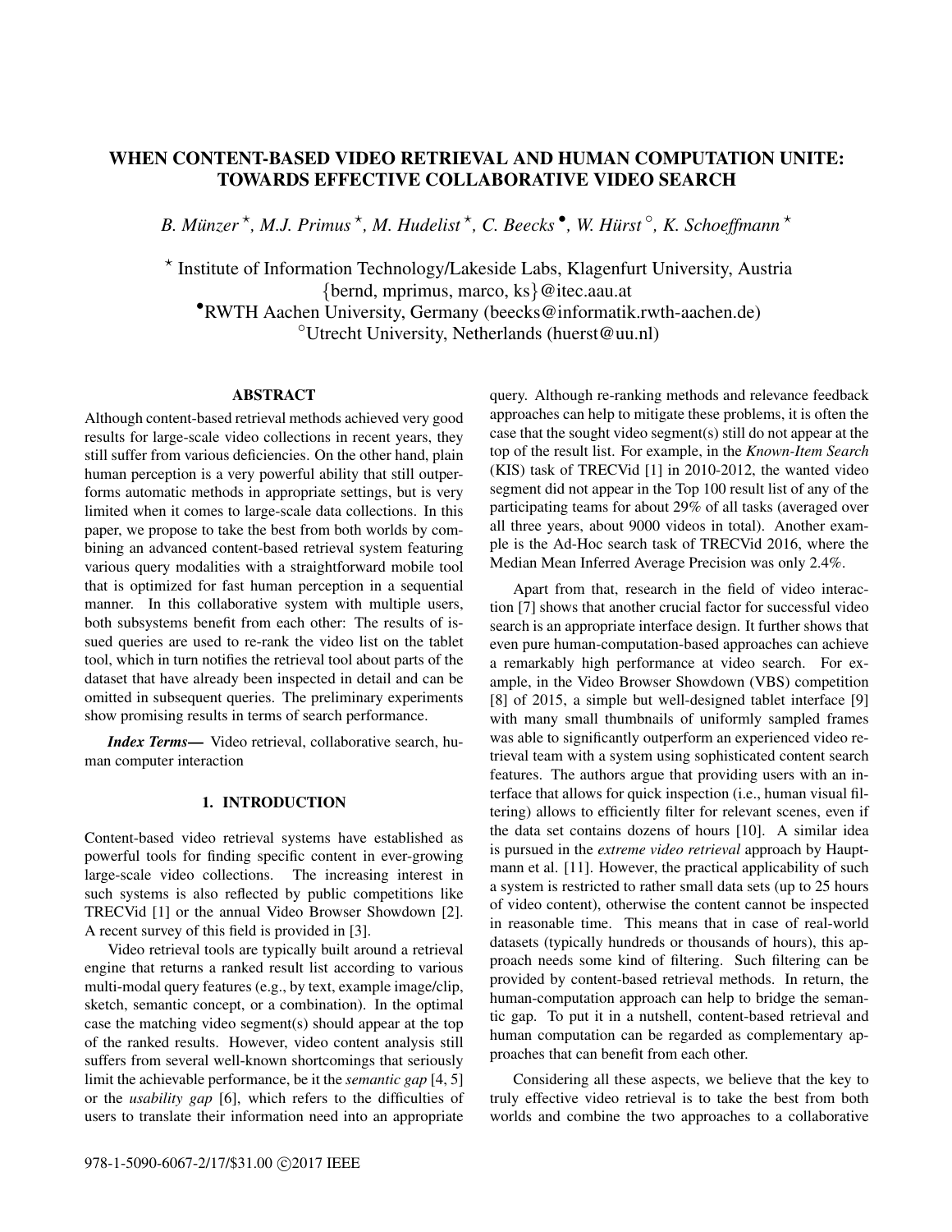# WHEN CONTENT-BASED VIDEO RETRIEVAL AND HUMAN COMPUTATION UNITE: TOWARDS EFFECTIVE COLLABORATIVE VIDEO SEARCH

*B. Münzer*[⋆], *M.J. Primus*[⋆], *M. Hudelist*[⋆], *C. Beecks*[•], *W. Hürst*[◦], *K. Schoeffmann*[⋆]

[⋆] Institute of Information Technology/Lakeside Labs, Klagenfurt University, Austria
{bernd, mprimus, marco, ks}@itec.aau.at
[•] RWTH Aachen University, Germany (beecks@informatik.rwth-aachen.de)
[◦] Utrecht University, Netherlands (huerst@uu.nl)

## ABSTRACT

Although content-based retrieval methods achieved very good results for large-scale video collections in recent years, they still suffer from various deficiencies. On the other hand, plain human perception is a very powerful ability that still outperforms automatic methods in appropriate settings, but is very limited when it comes to large-scale data collections. In this paper, we propose to take the best from both worlds by combining an advanced content-based retrieval system featuring various query modalities with a straightforward mobile tool that is optimized for fast human perception in a sequential manner. In this collaborative system with multiple users, both subsystems benefit from each other: The results of issued queries are used to re-rank the video list on the tablet tool, which in turn notifies the retrieval tool about parts of the dataset that have already been inspected in detail and can be omitted in subsequent queries. The preliminary experiments show promising results in terms of search performance.

***Index Terms*—** Video retrieval, collaborative search, human computer interaction

## 1. INTRODUCTION

Content-based video retrieval systems have established as powerful tools for finding specific content in ever-growing large-scale video collections. The increasing interest in such systems is also reflected by public competitions like TRECVid [1] or the annual Video Browser Showdown [2]. A recent survey of this field is provided in [3].

Video retrieval tools are typically built around a retrieval engine that returns a ranked result list according to various multi-modal query features (e.g., by text, example image/clip, sketch, semantic concept, or a combination). In the optimal case the matching video segment(s) should appear at the top of the ranked results. However, video content analysis still suffers from several well-known shortcomings that seriously limit the achievable performance, be it the *semantic gap* [4, 5] or the *usability gap* [6], which refers to the difficulties of users to translate their information need into an appropriate query. Although re-ranking methods and relevance feedback approaches can help to mitigate these problems, it is often the case that the sought video segment(s) still do not appear at the top of the result list. For example, in the *Known-Item Search* (KIS) task of TRECVid [1] in 2010-2012, the wanted video segment did not appear in the Top 100 result list of any of the participating teams for about 29% of all tasks (averaged over all three years, about 9000 videos in total). Another example is the Ad-Hoc search task of TRECVid 2016, where the Median Mean Inferred Average Precision was only 2.4%.

Apart from that, research in the field of video interaction [7] shows that another crucial factor for successful video search is an appropriate interface design. It further shows that even pure human-computation-based approaches can achieve a remarkably high performance at video search. For example, in the Video Browser Showdown (VBS) competition [8] of 2015, a simple but well-designed tablet interface [9] with many small thumbnails of uniformly sampled frames was able to significantly outperform an experienced video retrieval team with a system using sophisticated content search features. The authors argue that providing users with an interface that allows for quick inspection (i.e., human visual filtering) allows to efficiently filter for relevant scenes, even if the data set contains dozens of hours [10]. A similar idea is pursued in the *extreme video retrieval* approach by Hauptmann et al. [11]. However, the practical applicability of such a system is restricted to rather small data sets (up to 25 hours of video content), otherwise the content cannot be inspected in reasonable time. This means that in case of real-world datasets (typically hundreds or thousands of hours), this approach needs some kind of filtering. Such filtering can be provided by content-based retrieval methods. In return, the human-computation approach can help to bridge the semantic gap. To put it in a nutshell, content-based retrieval and human computation can be regarded as complementary approaches that can benefit from each other.

Considering all these aspects, we believe that the key to truly effective video retrieval is to take the best from both worlds and combine the two approaches to a collaborative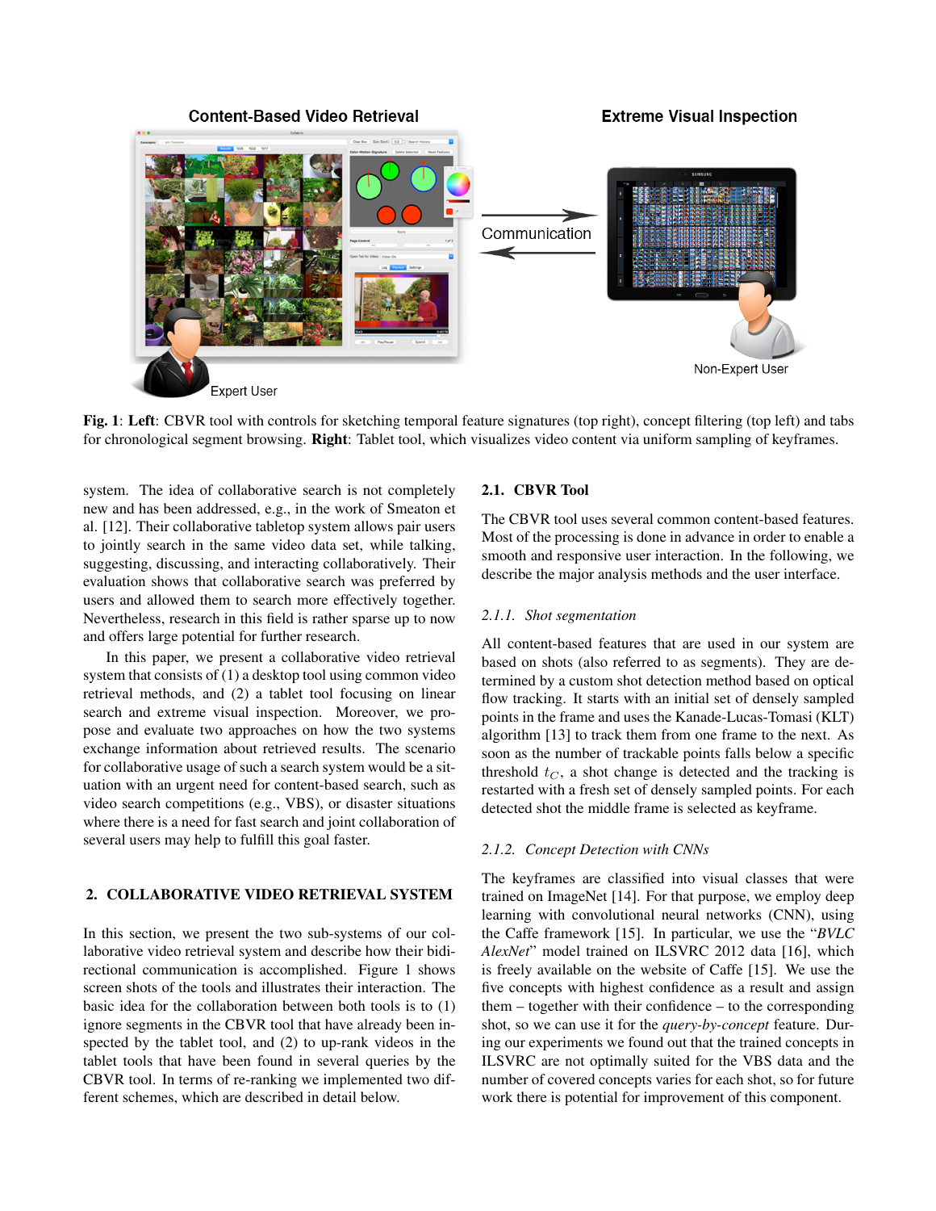**Fig. 1**: **Left**: CBVR tool with controls for sketching temporal feature signatures (top right), concept filtering (top left) and tabs for chronological segment browsing. **Right**: Tablet tool, which visualizes video content via uniform sampling of keyframes.

system. The idea of collaborative search is not completely new and has been addressed, e.g., in the work of Smeaton et al. [12]. Their collaborative tabletop system allows pair users to jointly search in the same video data set, while talking, suggesting, discussing, and interacting collaboratively. Their evaluation shows that collaborative search was preferred by users and allowed them to search more effectively together. Nevertheless, research in this field is rather sparse up to now and offers large potential for further research.

In this paper, we present a collaborative video retrieval system that consists of (1) a desktop tool using common video retrieval methods, and (2) a tablet tool focusing on linear search and extreme visual inspection. Moreover, we propose and evaluate two approaches on how the two systems exchange information about retrieved results. The scenario for collaborative usage of such a search system would be a situation with an urgent need for content-based search, such as video search competitions (e.g., VBS), or disaster situations where there is a need for fast search and joint collaboration of several users may help to fulfill this goal faster.

## 2. COLLABORATIVE VIDEO RETRIEVAL SYSTEM

In this section, we present the two sub-systems of our collaborative video retrieval system and describe how their bidirectional communication is accomplished. Figure 1 shows screen shots of the tools and illustrates their interaction. The basic idea for the collaboration between both tools is to (1) ignore segments in the CBVR tool that have already been inspected by the tablet tool, and (2) to up-rank videos in the tablet tools that have been found in several queries by the CBVR tool. In terms of re-ranking we implemented two different schemes, which are described in detail below.

### 2.1. CBVR Tool

The CBVR tool uses several common content-based features. Most of the processing is done in advance in order to enable a smooth and responsive user interaction. In the following, we describe the major analysis methods and the user interface.

#### 2.1.1. *Shot segmentation*

All content-based features that are used in our system are based on shots (also referred to as segments). They are determined by a custom shot detection method based on optical flow tracking. It starts with an initial set of densely sampled points in the frame and uses the Kanade-Lucas-Tomasi (KLT) algorithm [13] to track them from one frame to the next. As soon as the number of trackable points falls below a specific threshold $t_C$, a shot change is detected and the tracking is restarted with a fresh set of densely sampled points. For each detected shot the middle frame is selected as keyframe.

#### 2.1.2. *Concept Detection with CNNs*

The keyframes are classified into visual classes that were trained on ImageNet [14]. For that purpose, we employ deep learning with convolutional neural networks (CNN), using the Caffe framework [15]. In particular, we use the "*BVLC AlexNet*" model trained on ILSVRC 2012 data [16], which is freely available on the website of Caffe [15]. We use the five concepts with highest confidence as a result and assign them – together with their confidence – to the corresponding shot, so we can use it for the *query-by-concept* feature. During our experiments we found out that the trained concepts in ILSVRC are not optimally suited for the VBS data and the number of covered concepts varies for each shot, so for future work there is potential for improvement of this component.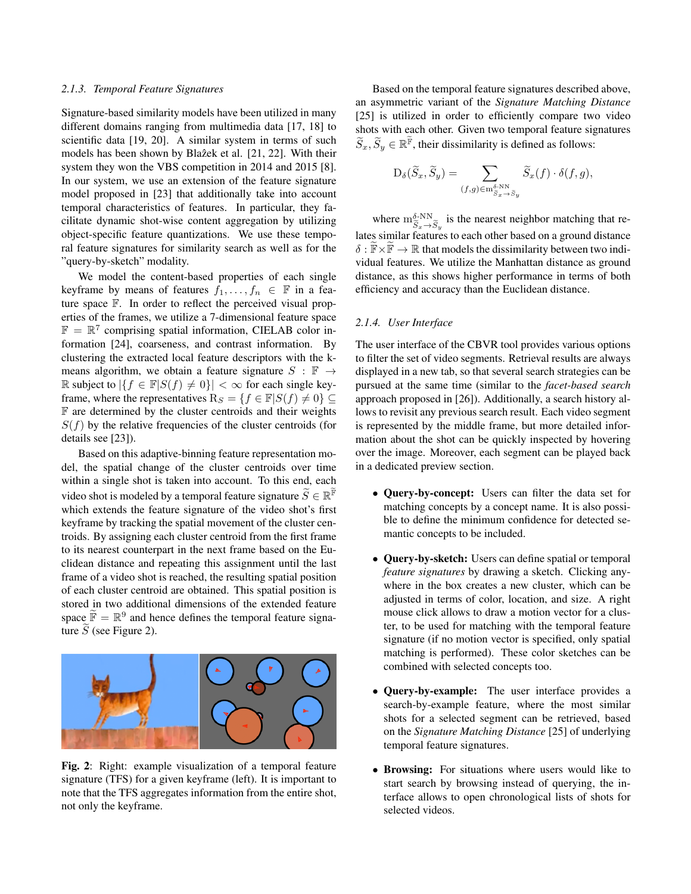#### 2.1.3. Temporal Feature Signatures

Signature-based similarity models have been utilized in many different domains ranging from multimedia data [17, 18] to scientific data [19, 20]. A similar system in terms of such models has been shown by Blažek et al. [21, 22]. With their system they won the VBS competition in 2014 and 2015 [8]. In our system, we use an extension of the feature signature model proposed in [23] that additionally take into account temporal characteristics of features. In particular, they facilitate dynamic shot-wise content aggregation by utilizing object-specific feature quantizations. We use these temporal feature signatures for similarity search as well as for the "query-by-sketch" modality.

We model the content-based properties of each single keyframe by means of features $f_1, \ldots, f_n \in \mathbb{F}$ in a feature space $\mathbb{F}$. In order to reflect the perceived visual properties of the frames, we utilize a 7-dimensional feature space $\mathbb{F} = \mathbb{R}^7$ comprising spatial information, CIELAB color information [24], coarseness, and contrast information. By clustering the extracted local feature descriptors with the k-means algorithm, we obtain a feature signature $S : \mathbb{F} \to \mathbb{R}$ subject to $|\{f \in \mathbb{F} | S(f) \neq 0\}| < \infty$ for each single keyframe, where the representatives $\mathrm{R}_S = \{f \in \mathbb{F} | S(f) \neq 0\} \subseteq \mathbb{F}$ are determined by the cluster centroids and their weights $S(f)$ by the relative frequencies of the cluster centroids (for details see [23]).

Based on this adaptive-binning feature representation model, the spatial change of the cluster centroids over time within a single shot is taken into account. To this end, each video shot is modeled by a temporal feature signature $\widetilde{S} \in \mathbb{R}^{\widetilde{\mathbb{F}}}$ which extends the feature signature of the video shot's first keyframe by tracking the spatial movement of the cluster centroids. By assigning each cluster centroid from the first frame to its nearest counterpart in the next frame based on the Euclidean distance and repeating this assignment until the last frame of a video shot is reached, the resulting spatial position of each cluster centroid are obtained. This spatial position is stored in two additional dimensions of the extended feature space $\widetilde{\mathbb{F}} = \mathbb{R}^9$ and hence defines the temporal feature signature $\widetilde{S}$ (see Figure 2).

**Fig. 2**: Right: example visualization of a temporal feature signature (TFS) for a given keyframe (left). It is important to note that the TFS aggregates information from the entire shot, not only the keyframe.

Based on the temporal feature signatures described above, an asymmetric variant of the *Signature Matching Distance* [25] is utilized in order to efficiently compare two video shots with each other. Given two temporal feature signatures $\widetilde{S}_x, \widetilde{S}_y \in \mathbb{R}^{\widetilde{\mathbb{F}}}$, their dissimilarity is defined as follows:

$$\mathrm{D}_\delta(\widetilde{S}_x, \widetilde{S}_y) = \sum_{(f,g) \in \mathrm{m}^{\delta\text{-NN}}_{\widetilde{S}_x \to \widetilde{S}_y}} \widetilde{S}_x(f) \cdot \delta(f, g),$$

where $\mathrm{m}^{\delta\text{-NN}}_{\widetilde{S}_x \to \widetilde{S}_y}$ is the nearest neighbor matching that relates similar features to each other based on a ground distance $\delta : \widetilde{\mathbb{F}} \times \widetilde{\mathbb{F}} \to \mathbb{R}$ that models the dissimilarity between two individual features. We utilize the Manhattan distance as ground distance, as this shows higher performance in terms of both efficiency and accuracy than the Euclidean distance.

#### 2.1.4. User Interface

The user interface of the CBVR tool provides various options to filter the set of video segments. Retrieval results are always displayed in a new tab, so that several search strategies can be pursued at the same time (similar to the *facet-based search* approach proposed in [26]). Additionally, a search history allows to revisit any previous search result. Each video segment is represented by the middle frame, but more detailed information about the shot can be quickly inspected by hovering over the image. Moreover, each segment can be played back in a dedicated preview section.

- **Query-by-concept:** Users can filter the data set for matching concepts by a concept name. It is also possible to define the minimum confidence for detected semantic concepts to be included.
- **Query-by-sketch:** Users can define spatial or temporal *feature signatures* by drawing a sketch. Clicking anywhere in the box creates a new cluster, which can be adjusted in terms of color, location, and size. A right mouse click allows to draw a motion vector for a cluster, to be used for matching with the temporal feature signature (if no motion vector is specified, only spatial matching is performed). These color sketches can be combined with selected concepts too.
- **Query-by-example:** The user interface provides a search-by-example feature, where the most similar shots for a selected segment can be retrieved, based on the *Signature Matching Distance* [25] of underlying temporal feature signatures.
- **Browsing:** For situations where users would like to start search by browsing instead of querying, the interface allows to open chronological lists of shots for selected videos.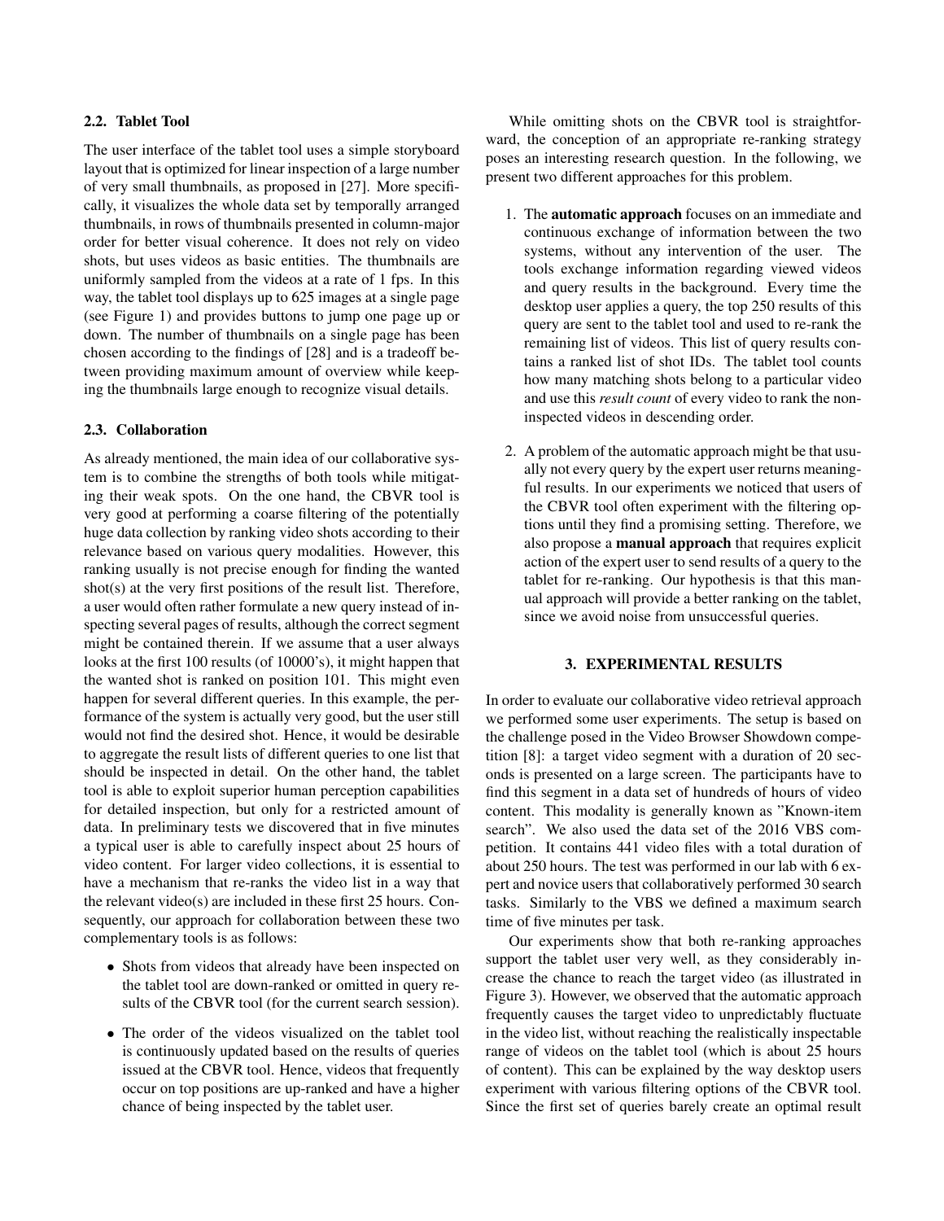### 2.2. Tablet Tool

The user interface of the tablet tool uses a simple storyboard layout that is optimized for linear inspection of a large number of very small thumbnails, as proposed in [27]. More specifically, it visualizes the whole data set by temporally arranged thumbnails, in rows of thumbnails presented in column-major order for better visual coherence. It does not rely on video shots, but uses videos as basic entities. The thumbnails are uniformly sampled from the videos at a rate of 1 fps. In this way, the tablet tool displays up to 625 images at a single page (see Figure 1) and provides buttons to jump one page up or down. The number of thumbnails on a single page has been chosen according to the findings of [28] and is a tradeoff between providing maximum amount of overview while keeping the thumbnails large enough to recognize visual details.

### 2.3. Collaboration

As already mentioned, the main idea of our collaborative system is to combine the strengths of both tools while mitigating their weak spots. On the one hand, the CBVR tool is very good at performing a coarse filtering of the potentially huge data collection by ranking video shots according to their relevance based on various query modalities. However, this ranking usually is not precise enough for finding the wanted shot(s) at the very first positions of the result list. Therefore, a user would often rather formulate a new query instead of inspecting several pages of results, although the correct segment might be contained therein. If we assume that a user always looks at the first 100 results (of 10000's), it might happen that the wanted shot is ranked on position 101. This might even happen for several different queries. In this example, the performance of the system is actually very good, but the user still would not find the desired shot. Hence, it would be desirable to aggregate the result lists of different queries to one list that should be inspected in detail. On the other hand, the tablet tool is able to exploit superior human perception capabilities for detailed inspection, but only for a restricted amount of data. In preliminary tests we discovered that in five minutes a typical user is able to carefully inspect about 25 hours of video content. For larger video collections, it is essential to have a mechanism that re-ranks the video list in a way that the relevant video(s) are included in these first 25 hours. Consequently, our approach for collaboration between these two complementary tools is as follows:

- Shots from videos that already have been inspected on the tablet tool are down-ranked or omitted in query results of the CBVR tool (for the current search session).
- The order of the videos visualized on the tablet tool is continuously updated based on the results of queries issued at the CBVR tool. Hence, videos that frequently occur on top positions are up-ranked and have a higher chance of being inspected by the tablet user.

While omitting shots on the CBVR tool is straightforward, the conception of an appropriate re-ranking strategy poses an interesting research question. In the following, we present two different approaches for this problem.

1. The **automatic approach** focuses on an immediate and continuous exchange of information between the two systems, without any intervention of the user. The tools exchange information regarding viewed videos and query results in the background. Every time the desktop user applies a query, the top 250 results of this query are sent to the tablet tool and used to re-rank the remaining list of videos. This list of query results contains a ranked list of shot IDs. The tablet tool counts how many matching shots belong to a particular video and use this *result count* of every video to rank the non-inspected videos in descending order.
2. A problem of the automatic approach might be that usually not every query by the expert user returns meaningful results. In our experiments we noticed that users of the CBVR tool often experiment with the filtering options until they find a promising setting. Therefore, we also propose a **manual approach** that requires explicit action of the expert user to send results of a query to the tablet for re-ranking. Our hypothesis is that this manual approach will provide a better ranking on the tablet, since we avoid noise from unsuccessful queries.

## 3. EXPERIMENTAL RESULTS

In order to evaluate our collaborative video retrieval approach we performed some user experiments. The setup is based on the challenge posed in the Video Browser Showdown competition [8]: a target video segment with a duration of 20 seconds is presented on a large screen. The participants have to find this segment in a data set of hundreds of hours of video content. This modality is generally known as "Known-item search". We also used the data set of the 2016 VBS competition. It contains 441 video files with a total duration of about 250 hours. The test was performed in our lab with 6 expert and novice users that collaboratively performed 30 search tasks. Similarly to the VBS we defined a maximum search time of five minutes per task.

Our experiments show that both re-ranking approaches support the tablet user very well, as they considerably increase the chance to reach the target video (as illustrated in Figure 3). However, we observed that the automatic approach frequently causes the target video to unpredictably fluctuate in the video list, without reaching the realistically inspectable range of videos on the tablet tool (which is about 25 hours of content). This can be explained by the way desktop users experiment with various filtering options of the CBVR tool. Since the first set of queries barely create an optimal result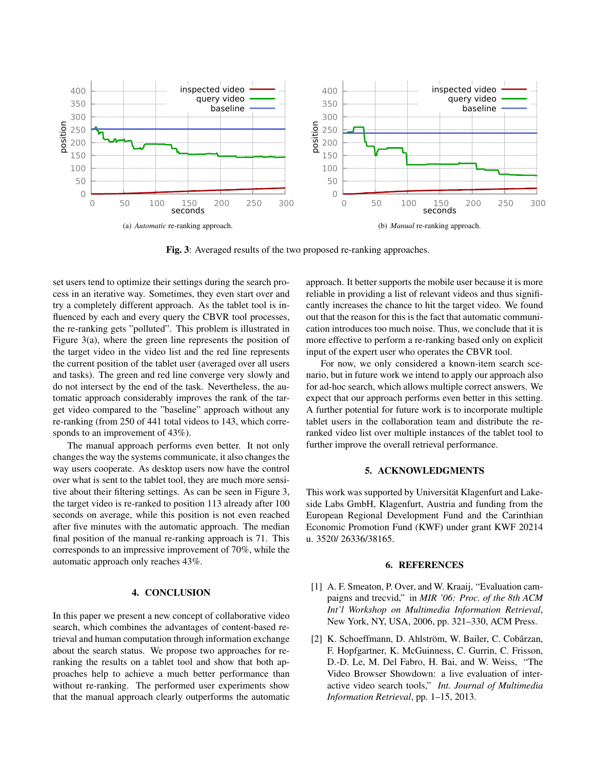(a) *Automatic* re-ranking approach.

(b) *Manual* re-ranking approach.

**Fig. 3**: Averaged results of the two proposed re-ranking approaches.

set users tend to optimize their settings during the search process in an iterative way. Sometimes, they even start over and try a completely different approach. As the tablet tool is influenced by each and every query the CBVR tool processes, the re-ranking gets "polluted". This problem is illustrated in Figure 3(a), where the green line represents the position of the target video in the video list and the red line represents the current position of the tablet user (averaged over all users and tasks). The green and red line converge very slowly and do not intersect by the end of the task. Nevertheless, the automatic approach considerably improves the rank of the target video compared to the "baseline" approach without any re-ranking (from 250 of 441 total videos to 143, which corresponds to an improvement of 43%).

The manual approach performs even better. It not only changes the way the systems communicate, it also changes the way users cooperate. As desktop users now have the control over what is sent to the tablet tool, they are much more sensitive about their filtering settings. As can be seen in Figure 3, the target video is re-ranked to position 113 already after 100 seconds on average, while this position is not even reached after five minutes with the automatic approach. The median final position of the manual re-ranking approach is 71. This corresponds to an impressive improvement of 70%, while the automatic approach only reaches 43%.

## 4. CONCLUSION

In this paper we present a new concept of collaborative video search, which combines the advantages of content-based retrieval and human computation through information exchange about the search status. We propose two approaches for re-ranking the results on a tablet tool and show that both approaches help to achieve a much better performance than without re-ranking. The performed user experiments show that the manual approach clearly outperforms the automatic approach. It better supports the mobile user because it is more reliable in providing a list of relevant videos and thus significantly increases the chance to hit the target video. We found out that the reason for this is the fact that automatic communication introduces too much noise. Thus, we conclude that it is more effective to perform a re-ranking based only on explicit input of the expert user who operates the CBVR tool.

For now, we only considered a known-item search scenario, but in future work we intend to apply our approach also for ad-hoc search, which allows multiple correct answers. We expect that our approach performs even better in this setting. A further potential for future work is to incorporate multiple tablet users in the collaboration team and distribute the re-ranked video list over multiple instances of the tablet tool to further improve the overall retrieval performance.

## 5. ACKNOWLEDGMENTS

This work was supported by Universität Klagenfurt and Lakeside Labs GmbH, Klagenfurt, Austria and funding from the European Regional Development Fund and the Carinthian Economic Promotion Fund (KWF) under grant KWF 20214 u. 3520/ 26336/38165.

## 6. REFERENCES

[1] A. F. Smeaton, P. Over, and W. Kraaij, "Evaluation campaigns and trecvid," in *MIR '06: Proc. of the 8th ACM Int'l Workshop on Multimedia Information Retrieval*, New York, NY, USA, 2006, pp. 321–330, ACM Press.

[2] K. Schoeffmann, D. Ahlström, W. Bailer, C. Cobârzan, F. Hopfgartner, K. McGuinness, C. Gurrin, C. Frisson, D.-D. Le, M. Del Fabro, H. Bai, and W. Weiss, "The Video Browser Showdown: a live evaluation of interactive video search tools," *Int. Journal of Multimedia Information Retrieval*, pp. 1–15, 2013.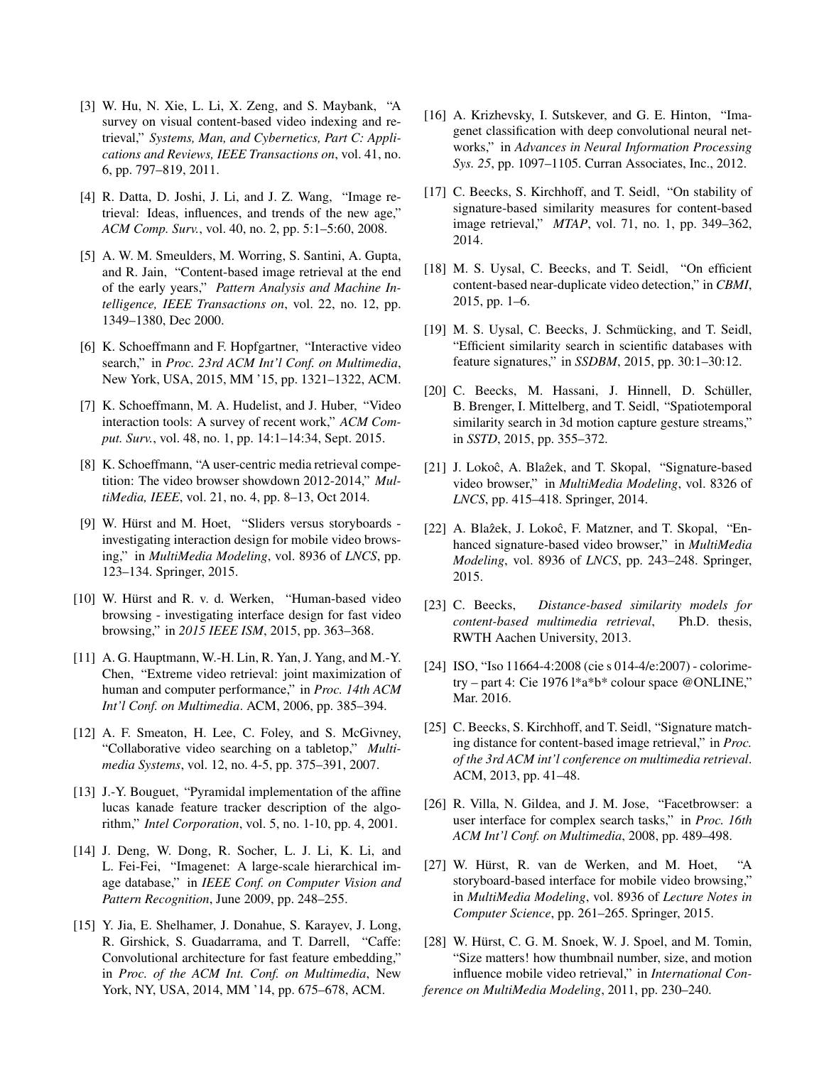[3] W. Hu, N. Xie, L. Li, X. Zeng, and S. Maybank, "A survey on visual content-based video indexing and retrieval," *Systems, Man, and Cybernetics, Part C: Applications and Reviews, IEEE Transactions on*, vol. 41, no. 6, pp. 797–819, 2011.

[4] R. Datta, D. Joshi, J. Li, and J. Z. Wang, "Image retrieval: Ideas, influences, and trends of the new age," *ACM Comp. Surv.*, vol. 40, no. 2, pp. 5:1–5:60, 2008.

[5] A. W. M. Smeulders, M. Worring, S. Santini, A. Gupta, and R. Jain, "Content-based image retrieval at the end of the early years," *Pattern Analysis and Machine Intelligence, IEEE Transactions on*, vol. 22, no. 12, pp. 1349–1380, Dec 2000.

[6] K. Schoeffmann and F. Hopfgartner, "Interactive video search," in *Proc. 23rd ACM Int'l Conf. on Multimedia*, New York, USA, 2015, MM '15, pp. 1321–1322, ACM.

[7] K. Schoeffmann, M. A. Hudelist, and J. Huber, "Video interaction tools: A survey of recent work," *ACM Comput. Surv.*, vol. 48, no. 1, pp. 14:1–14:34, Sept. 2015.

[8] K. Schoeffmann, "A user-centric media retrieval competition: The video browser showdown 2012-2014," *MultiMedia, IEEE*, vol. 21, no. 4, pp. 8–13, Oct 2014.

[9] W. Hürst and M. Hoet, "Sliders versus storyboards - investigating interaction design for mobile video browsing," in *MultiMedia Modeling*, vol. 8936 of *LNCS*, pp. 123–134. Springer, 2015.

[10] W. Hürst and R. v. d. Werken, "Human-based video browsing - investigating interface design for fast video browsing," in *2015 IEEE ISM*, 2015, pp. 363–368.

[11] A. G. Hauptmann, W.-H. Lin, R. Yan, J. Yang, and M.-Y. Chen, "Extreme video retrieval: joint maximization of human and computer performance," in *Proc. 14th ACM Int'l Conf. on Multimedia*. ACM, 2006, pp. 385–394.

[12] A. F. Smeaton, H. Lee, C. Foley, and S. McGivney, "Collaborative video searching on a tabletop," *Multimedia Systems*, vol. 12, no. 4-5, pp. 375–391, 2007.

[13] J.-Y. Bouguet, "Pyramidal implementation of the affine lucas kanade feature tracker description of the algorithm," *Intel Corporation*, vol. 5, no. 1-10, pp. 4, 2001.

[14] J. Deng, W. Dong, R. Socher, L. J. Li, K. Li, and L. Fei-Fei, "Imagenet: A large-scale hierarchical image database," in *IEEE Conf. on Computer Vision and Pattern Recognition*, June 2009, pp. 248–255.

[15] Y. Jia, E. Shelhamer, J. Donahue, S. Karayev, J. Long, R. Girshick, S. Guadarrama, and T. Darrell, "Caffe: Convolutional architecture for fast feature embedding," in *Proc. of the ACM Int. Conf. on Multimedia*, New York, NY, USA, 2014, MM '14, pp. 675–678, ACM.

[16] A. Krizhevsky, I. Sutskever, and G. E. Hinton, "Imagenet classification with deep convolutional neural networks," in *Advances in Neural Information Processing Sys. 25*, pp. 1097–1105. Curran Associates, Inc., 2012.

[17] C. Beecks, S. Kirchhoff, and T. Seidl, "On stability of signature-based similarity measures for content-based image retrieval," *MTAP*, vol. 71, no. 1, pp. 349–362, 2014.

[18] M. S. Uysal, C. Beecks, and T. Seidl, "On efficient content-based near-duplicate video detection," in *CBMI*, 2015, pp. 1–6.

[19] M. S. Uysal, C. Beecks, J. Schmücking, and T. Seidl, "Efficient similarity search in scientific databases with feature signatures," in *SSDBM*, 2015, pp. 30:1–30:12.

[20] C. Beecks, M. Hassani, J. Hinnell, D. Schüller, B. Brenger, I. Mittelberg, and T. Seidl, "Spatiotemporal similarity search in 3d motion capture gesture streams," in *SSTD*, 2015, pp. 355–372.

[21] J. Lokoĉ, A. Blaẑek, and T. Skopal, "Signature-based video browser," in *MultiMedia Modeling*, vol. 8326 of *LNCS*, pp. 415–418. Springer, 2014.

[22] A. Blaẑek, J. Lokoĉ, F. Matzner, and T. Skopal, "Enhanced signature-based video browser," in *MultiMedia Modeling*, vol. 8936 of *LNCS*, pp. 243–248. Springer, 2015.

[23] C. Beecks, *Distance-based similarity models for content-based multimedia retrieval*, Ph.D. thesis, RWTH Aachen University, 2013.

[24] ISO, "Iso 11664-4:2008 (cie s 014-4/e:2007) - colorimetry – part 4: Cie 1976 l*a*b* colour space @ONLINE," Mar. 2016.

[25] C. Beecks, S. Kirchhoff, and T. Seidl, "Signature matching distance for content-based image retrieval," in *Proc. of the 3rd ACM int'l conference on multimedia retrieval*. ACM, 2013, pp. 41–48.

[26] R. Villa, N. Gildea, and J. M. Jose, "Facetbrowser: a user interface for complex search tasks," in *Proc. 16th ACM Int'l Conf. on Multimedia*, 2008, pp. 489–498.

[27] W. Hürst, R. van de Werken, and M. Hoet, "A storyboard-based interface for mobile video browsing," in *MultiMedia Modeling*, vol. 8936 of *Lecture Notes in Computer Science*, pp. 261–265. Springer, 2015.

[28] W. Hürst, C. G. M. Snoek, W. J. Spoel, and M. Tomin, "Size matters! how thumbnail number, size, and motion influence mobile video retrieval," in *International Conference on MultiMedia Modeling*, 2011, pp. 230–240.